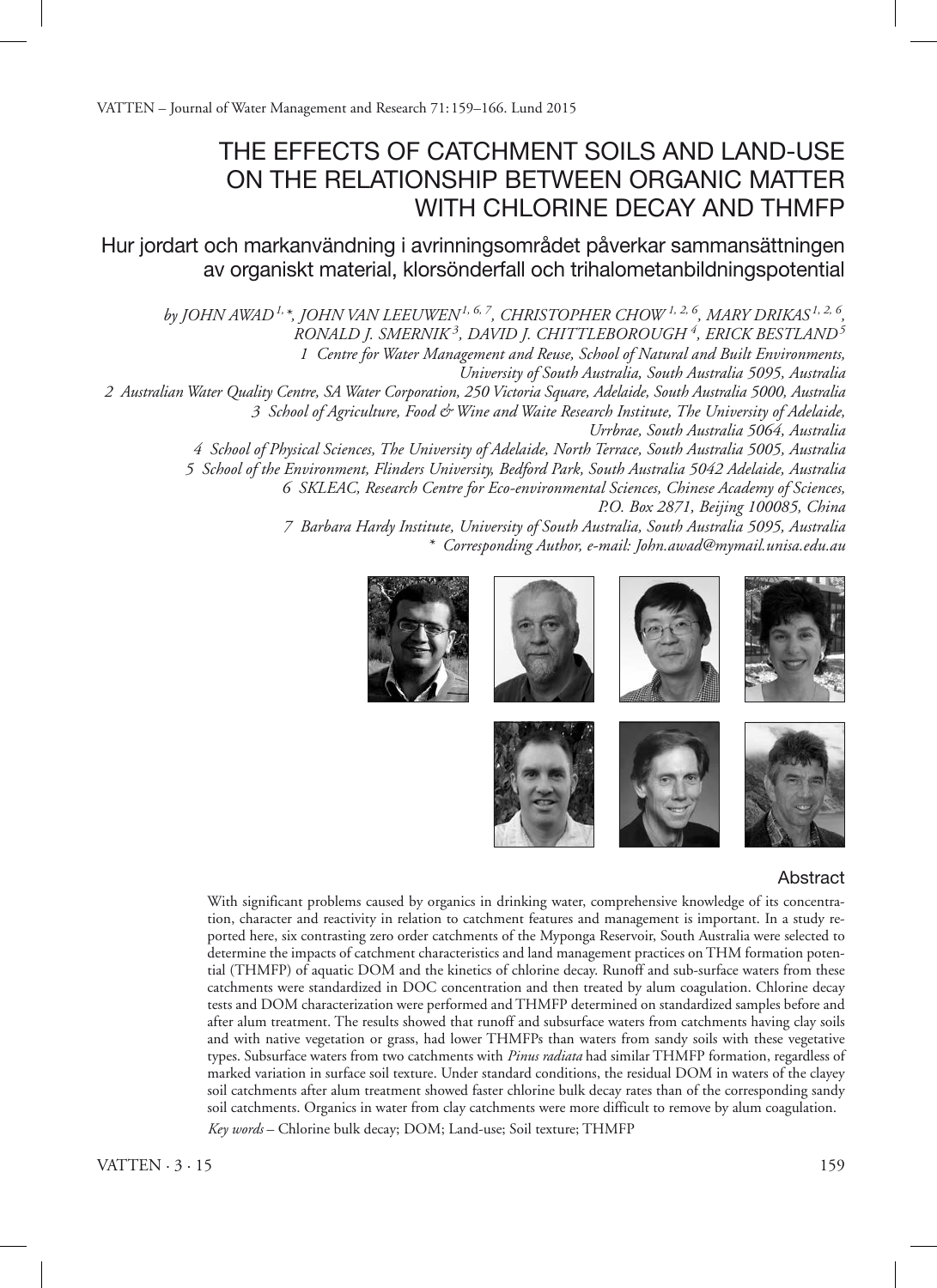# THE EFFECTS OF CATCHMENT SOILS AND LAND-USE ON THE RELATIONSHIP BETWEEN ORGANIC MATTER WITH CHLORINE DECAY AND THMFP

## Hur jordart och markanvändning i avrinningsområdet påverkar sammansättningen av organiskt material, klorsönderfall och trihalometanbildningspotential

*by JOHN AWAD[1,*], JOHN VAN LEEUWEN[1,6,7], CHRISTOPHER CHOW[1,2,6], MARY DRIKAS[1,2,6], RONALD J. SMERNIK[3], DAVID J. CHITTLEBOROUGH[4], ERICK BESTLAND[5]*

*1 Centre for Water Management and Reuse, School of Natural and Built Environments, University of South Australia, South Australia 5095, Australia*

*2 Australian Water Quality Centre, SA Water Corporation, 250 Victoria Square, Adelaide, South Australia 5000, Australia*

*3 School of Agriculture, Food & Wine and Waite Research Institute, The University of Adelaide, Urrbrae, South Australia 5064, Australia*

*4 School of Physical Sciences, The University of Adelaide, North Terrace, South Australia 5005, Australia*

*5 School of the Environment, Flinders University, Bedford Park, South Australia 5042 Adelaide, Australia*

*6 SKLEAC, Research Centre for Eco-environmental Sciences, Chinese Academy of Sciences, P.O. Box 2871, Beijing 100085, China*

*7 Barbara Hardy Institute, University of South Australia, South Australia 5095, Australia*

*\* Corresponding Author, e-mail: John.awad@mymail.unisa.edu.au*

### Abstract

With significant problems caused by organics in drinking water, comprehensive knowledge of its concentration, character and reactivity in relation to catchment features and management is important. In a study reported here, six contrasting zero order catchments of the Myponga Reservoir, South Australia were selected to determine the impacts of catchment characteristics and land management practices on THM formation potential (THMFP) of aquatic DOM and the kinetics of chlorine decay. Runoff and sub-surface waters from these catchments were standardized in DOC concentration and then treated by alum coagulation. Chlorine decay tests and DOM characterization were performed and THMFP determined on standardized samples before and after alum treatment. The results showed that runoff and subsurface waters from catchments having clay soils and with native vegetation or grass, had lower THMFPs than waters from sandy soils with these vegetative types. Subsurface waters from two catchments with *Pinus radiata* had similar THMFP formation, regardless of marked variation in surface soil texture. Under standard conditions, the residual DOM in waters of the clayey soil catchments after alum treatment showed faster chlorine bulk decay rates than of the corresponding sandy soil catchments. Organics in water from clay catchments were more difficult to remove by alum coagulation.

*Key words* – Chlorine bulk decay; DOM; Land-use; Soil texture; THMFP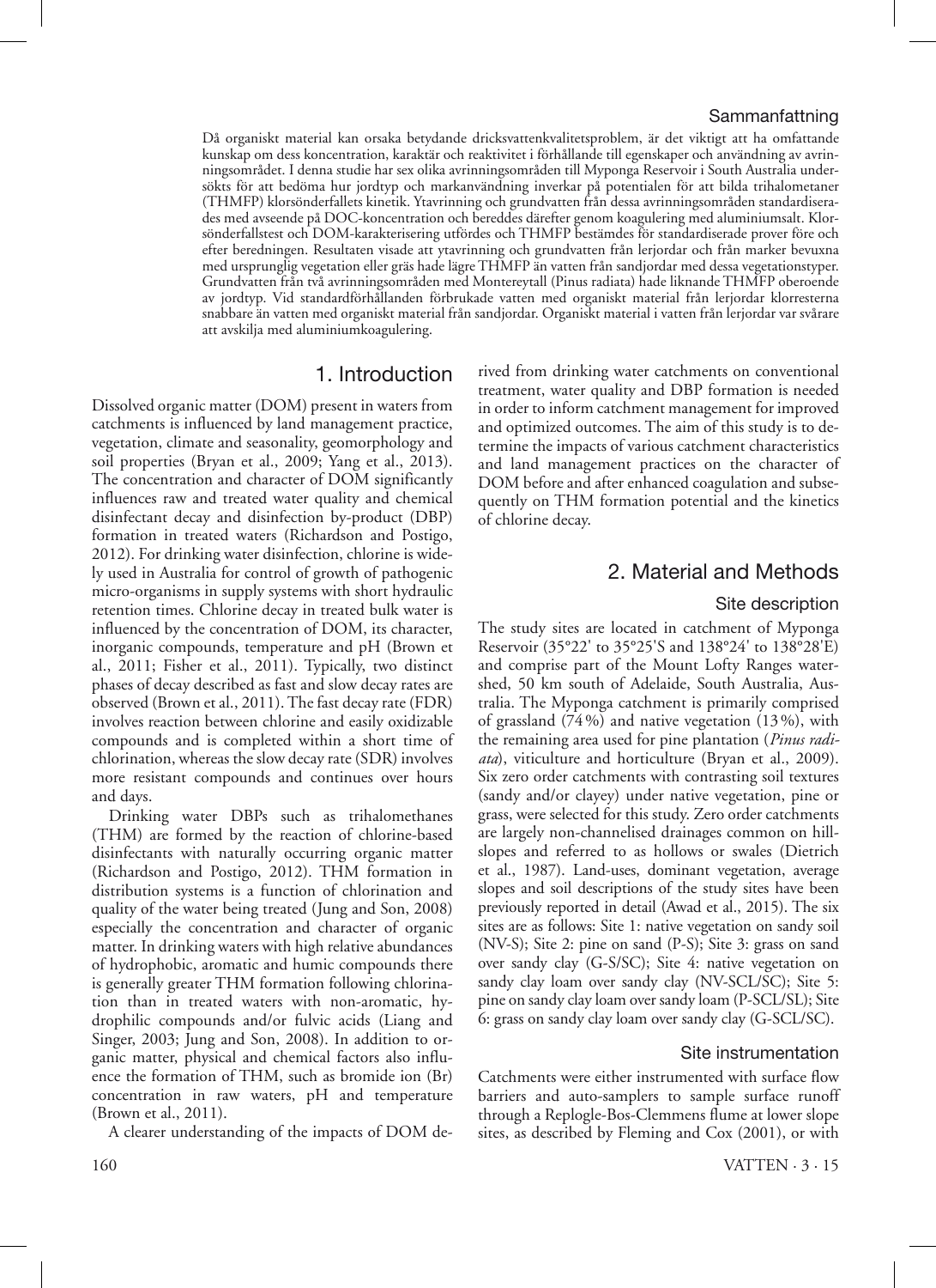## Sammanfattning

Då organiskt material kan orsaka betydande dricksvattenkvalitetsproblem, är det viktigt att ha omfattande kunskap om dess koncentration, karaktär och reaktivitet i förhållande till egenskaper och användning av avrinningsområdet. I denna studie har sex olika avrinningsområden till Myponga Reservoir i South Australia undersökts för att bedöma hur jordtyp och markanvändning inverkar på potentialen för att bilda trihalometaner (THMFP) klorsönderfallets kinetik. Ytavrinning och grundvatten från dessa avrinningsområden standardiserades med avseende på DOC-koncentration och bereddes därefter genom koagulering med aluminiumsalt. Klorsönderfallstest och DOM-karakterisering utfördes och THMFP bestämdes för standardiserade prover före och efter beredningen. Resultaten visade att ytavrinning och grundvatten från lerjordar och från marker bevuxna med ursprunglig vegetation eller gräs hade lägre THMFP än vatten från sandjordar med dessa vegetationstyper. Grundvatten från två avrinningsområden med Montereytall (Pinus radiata) hade liknande THMFP oberoende av jordtyp. Vid standardförhållanden förbrukade vatten med organiskt material från lerjordar klorresterna snabbare än vatten med organiskt material från sandjordar. Organiskt material i vatten från lerjordar var svårare att avskilja med aluminiumkoagulering.

# 1. Introduction

Dissolved organic matter (DOM) present in waters from catchments is influenced by land management practice, vegetation, climate and seasonality, geomorphology and soil properties (Bryan et al., 2009; Yang et al., 2013). The concentration and character of DOM significantly influences raw and treated water quality and chemical disinfectant decay and disinfection by-product (DBP) formation in treated waters (Richardson and Postigo, 2012). For drinking water disinfection, chlorine is widely used in Australia for control of growth of pathogenic micro-organisms in supply systems with short hydraulic retention times. Chlorine decay in treated bulk water is influenced by the concentration of DOM, its character, inorganic compounds, temperature and pH (Brown et al., 2011; Fisher et al., 2011). Typically, two distinct phases of decay described as fast and slow decay rates are observed (Brown et al., 2011). The fast decay rate (FDR) involves reaction between chlorine and easily oxidizable compounds and is completed within a short time of chlorination, whereas the slow decay rate (SDR) involves more resistant compounds and continues over hours and days.

Drinking water DBPs such as trihalomethanes (THM) are formed by the reaction of chlorine-based disinfectants with naturally occurring organic matter (Richardson and Postigo, 2012). THM formation in distribution systems is a function of chlorination and quality of the water being treated (Jung and Son, 2008) especially the concentration and character of organic matter. In drinking waters with high relative abundances of hydrophobic, aromatic and humic compounds there is generally greater THM formation following chlorination than in treated waters with non-aromatic, hydrophilic compounds and/or fulvic acids (Liang and Singer, 2003; Jung and Son, 2008). In addition to organic matter, physical and chemical factors also influence the formation of THM, such as bromide ion (Br) concentration in raw waters, pH and temperature (Brown et al., 2011).

A clearer understanding of the impacts of DOM derived from drinking water catchments on conventional treatment, water quality and DBP formation is needed in order to inform catchment management for improved and optimized outcomes. The aim of this study is to determine the impacts of various catchment characteristics and land management practices on the character of DOM before and after enhanced coagulation and subsequently on THM formation potential and the kinetics of chlorine decay.

# 2. Material and Methods

## Site description

The study sites are located in catchment of Myponga Reservoir (35°22' to 35°25'S and 138°24' to 138°28'E) and comprise part of the Mount Lofty Ranges watershed, 50 km south of Adelaide, South Australia, Australia. The Myponga catchment is primarily comprised of grassland (74%) and native vegetation (13%), with the remaining area used for pine plantation (*Pinus radiata*), viticulture and horticulture (Bryan et al., 2009). Six zero order catchments with contrasting soil textures (sandy and/or clayey) under native vegetation, pine or grass, were selected for this study. Zero order catchments are largely non-channelised drainages common on hillslopes and referred to as hollows or swales (Dietrich et al., 1987). Land-uses, dominant vegetation, average slopes and soil descriptions of the study sites have been previously reported in detail (Awad et al., 2015). The six sites are as follows: Site 1: native vegetation on sandy soil (NV-S); Site 2: pine on sand (P-S); Site 3: grass on sand over sandy clay (G-S/SC); Site 4: native vegetation on sandy clay loam over sandy clay (NV-SCL/SC); Site 5: pine on sandy clay loam over sandy loam (P-SCL/SL); Site 6: grass on sandy clay loam over sandy clay (G-SCL/SC).

## Site instrumentation

Catchments were either instrumented with surface flow barriers and auto-samplers to sample surface runoff through a Replogle-Bos-Clemmens flume at lower slope sites, as described by Fleming and Cox (2001), or with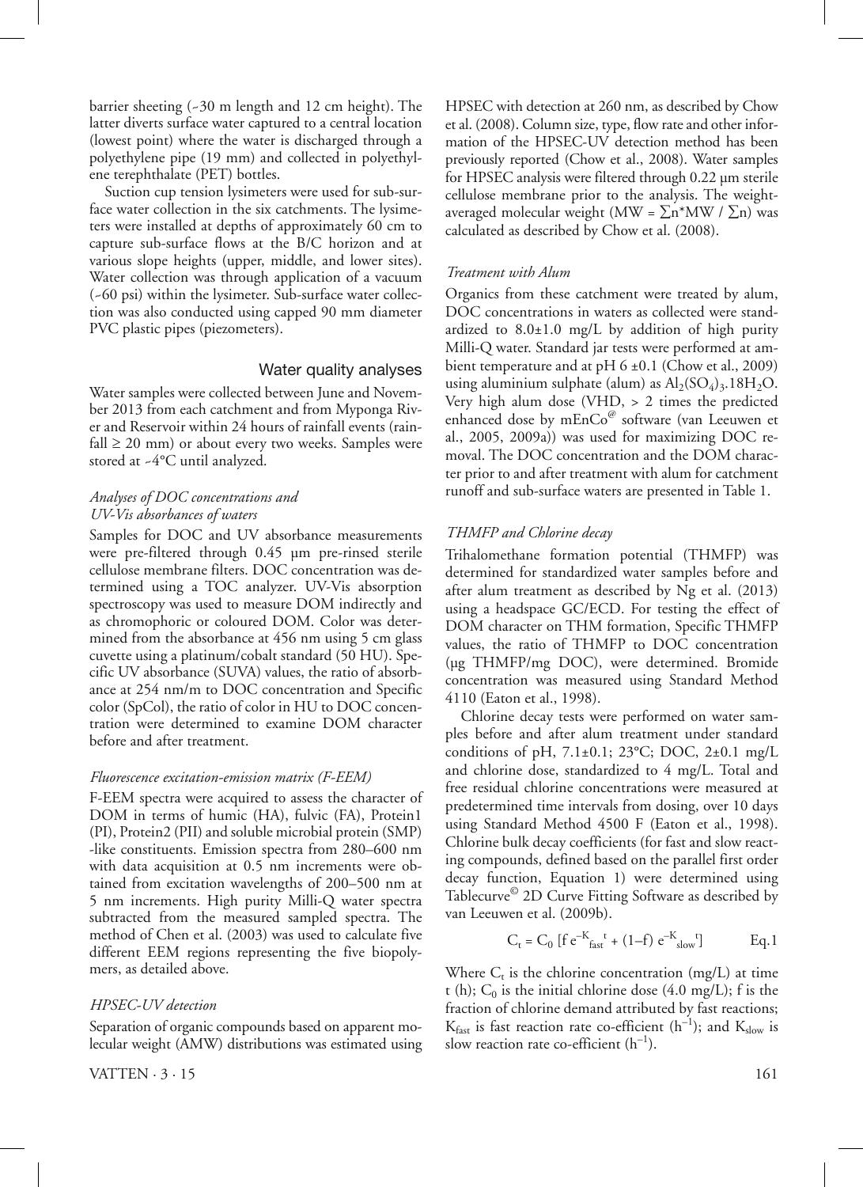barrier sheeting (~30 m length and 12 cm height). The latter diverts surface water captured to a central location (lowest point) where the water is discharged through a polyethylene pipe (19 mm) and collected in polyethylene terephthalate (PET) bottles.

Suction cup tension lysimeters were used for sub-surface water collection in the six catchments. The lysimeters were installed at depths of approximately 60 cm to capture sub-surface flows at the B/C horizon and at various slope heights (upper, middle, and lower sites). Water collection was through application of a vacuum (~60 psi) within the lysimeter. Sub-surface water collection was also conducted using capped 90 mm diameter PVC plastic pipes (piezometers).

## Water quality analyses

Water samples were collected between June and November 2013 from each catchment and from Myponga River and Reservoir within 24 hours of rainfall events (rainfall ≥ 20 mm) or about every two weeks. Samples were stored at ~4°C until analyzed.

### *Analyses of DOC concentrations and UV-Vis absorbances of waters*

Samples for DOC and UV absorbance measurements were pre-filtered through 0.45 µm pre-rinsed sterile cellulose membrane filters. DOC concentration was determined using a TOC analyzer. UV-Vis absorption spectroscopy was used to measure DOM indirectly and as chromophoric or coloured DOM. Color was determined from the absorbance at 456 nm using 5 cm glass cuvette using a platinum/cobalt standard (50 HU). Specific UV absorbance (SUVA) values, the ratio of absorbance at 254 nm/m to DOC concentration and Specific color (SpCol), the ratio of color in HU to DOC concentration were determined to examine DOM character before and after treatment.

### *Fluorescence excitation-emission matrix (F-EEM)*

F-EEM spectra were acquired to assess the character of DOM in terms of humic (HA), fulvic (FA), Protein1 (PI), Protein2 (PII) and soluble microbial protein (SMP) -like constituents. Emission spectra from 280–600 nm with data acquisition at 0.5 nm increments were obtained from excitation wavelengths of 200–500 nm at 5 nm increments. High purity Milli-Q water spectra subtracted from the measured sampled spectra. The method of Chen et al. (2003) was used to calculate five different EEM regions representing the five biopolymers, as detailed above.

### *HPSEC-UV detection*

Separation of organic compounds based on apparent molecular weight (AMW) distributions was estimated using HPSEC with detection at 260 nm, as described by Chow et al. (2008). Column size, type, flow rate and other information of the HPSEC-UV detection method has been previously reported (Chow et al., 2008). Water samples for HPSEC analysis were filtered through 0.22 µm sterile cellulose membrane prior to the analysis. The weight-averaged molecular weight ($MW = \sum n^*MW / \sum n$) was calculated as described by Chow et al. (2008).

### *Treatment with Alum*

Organics from these catchment were treated by alum, DOC concentrations in waters as collected were standardized to 8.0±1.0 mg/L by addition of high purity Milli-Q water. Standard jar tests were performed at ambient temperature and at pH 6 ±0.1 (Chow et al., 2009) using aluminium sulphate (alum) as $Al_2(SO_4)_3.18H_2O$. Very high alum dose (VHD, > 2 times the predicted enhanced dose by mEnCo@ software (van Leeuwen et al., 2005, 2009a)) was used for maximizing DOC removal. The DOC concentration and the DOM character prior to and after treatment with alum for catchment runoff and sub-surface waters are presented in Table 1.

### *THMFP and Chlorine decay*

Trihalomethane formation potential (THMFP) was determined for standardized water samples before and after alum treatment as described by Ng et al. (2013) using a headspace GC/ECD. For testing the effect of DOM character on THM formation, Specific THMFP values, the ratio of THMFP to DOC concentration (µg THMFP/mg DOC), were determined. Bromide concentration was measured using Standard Method 4110 (Eaton et al., 1998).

Chlorine decay tests were performed on water samples before and after alum treatment under standard conditions of pH, 7.1±0.1; 23°C; DOC, 2±0.1 mg/L and chlorine dose, standardized to 4 mg/L. Total and free residual chlorine concentrations were measured at predetermined time intervals from dosing, over 10 days using Standard Method 4500 F (Eaton et al., 1998). Chlorine bulk decay coefficients (for fast and slow reacting compounds, defined based on the parallel first order decay function, Equation 1) were determined using Tablecurve© 2D Curve Fitting Software as described by van Leeuwen et al. (2009b).

$$C_t = C_0 \left[ f\, e^{-K_{fast} t} + (1-f)\, e^{-K_{slow} t} \right] \qquad \text{Eq.1}$$

Where $C_t$ is the chlorine concentration (mg/L) at time t (h); $C_0$ is the initial chlorine dose (4.0 mg/L); f is the fraction of chlorine demand attributed by fast reactions; $K_{fast}$ is fast reaction rate co-efficient ($h^{-1}$); and $K_{slow}$ is slow reaction rate co-efficient ($h^{-1}$).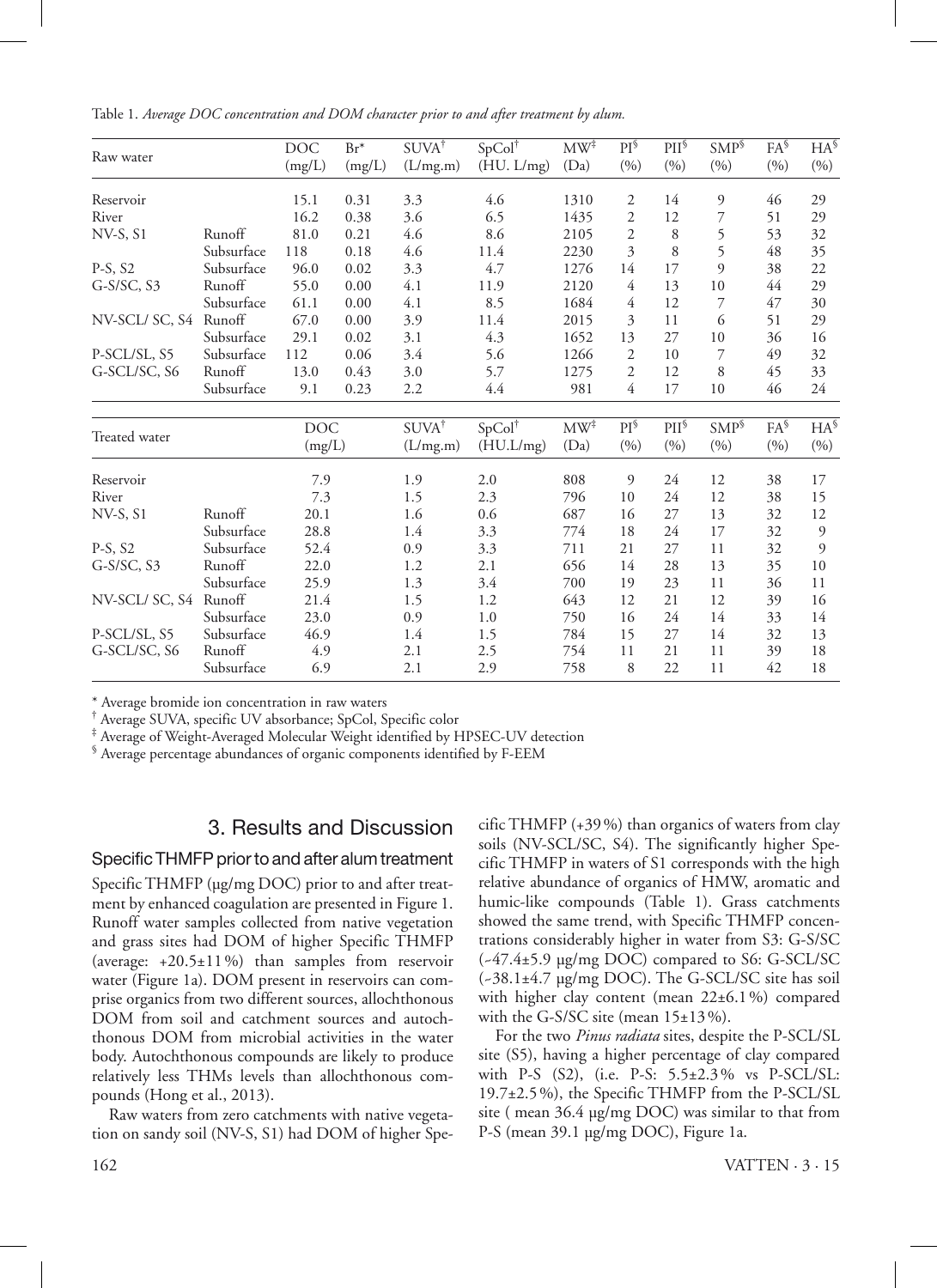Table 1. *Average DOC concentration and DOM character prior to and after treatment by alum.*

| Raw water | | DOC (mg/L) | Br* (mg/L) | SUVA† (L/mg.m) | SpCol† (HU. L/mg) | MW‡ (Da) | PI§ (%) | PII§ (%) | SMP§ (%) | FA§ (%) | HA§ (%) |
|---|---|---|---|---|---|---|---|---|---|---|---|
| Reservoir | | 15.1 | 0.31 | 3.3 | 4.6 | 1310 | 2 | 14 | 9 | 46 | 29 |
| River | | 16.2 | 0.38 | 3.6 | 6.5 | 1435 | 2 | 12 | 7 | 51 | 29 |
| NV-S, S1 | Runoff | 81.0 | 0.21 | 4.6 | 8.6 | 2105 | 2 | 8 | 5 | 53 | 32 |
| | Subsurface | 118 | 0.18 | 4.6 | 11.4 | 2230 | 3 | 8 | 5 | 48 | 35 |
| P-S, S2 | Subsurface | 96.0 | 0.02 | 3.3 | 4.7 | 1276 | 14 | 17 | 9 | 38 | 22 |
| G-S/SC, S3 | Runoff | 55.0 | 0.00 | 4.1 | 11.9 | 2120 | 4 | 13 | 10 | 44 | 29 |
| | Subsurface | 61.1 | 0.00 | 4.1 | 8.5 | 1684 | 4 | 12 | 7 | 47 | 30 |
| NV-SCL/ SC, S4 | Runoff | 67.0 | 0.00 | 3.9 | 11.4 | 2015 | 3 | 11 | 6 | 51 | 29 |
| | Subsurface | 29.1 | 0.02 | 3.1 | 4.3 | 1652 | 13 | 27 | 10 | 36 | 16 |
| P-SCL/SL, S5 | Subsurface | 112 | 0.06 | 3.4 | 5.6 | 1266 | 2 | 10 | 7 | 49 | 32 |
| G-SCL/SC, S6 | Runoff | 13.0 | 0.43 | 3.0 | 5.7 | 1275 | 2 | 12 | 8 | 45 | 33 |
| | Subsurface | 9.1 | 0.23 | 2.2 | 4.4 | 981 | 4 | 17 | 10 | 46 | 24 |

| Treated water | | DOC (mg/L) | SUVA† (L/mg.m) | SpCol† (HU.L/mg) | MW‡ (Da) | PI§ (%) | PII§ (%) | SMP§ (%) | FA§ (%) | HA§ (%) |
|---|---|---|---|---|---|---|---|---|---|---|
| Reservoir | | 7.9 | 1.9 | 2.0 | 808 | 9 | 24 | 12 | 38 | 17 |
| River | | 7.3 | 1.5 | 2.3 | 796 | 10 | 24 | 12 | 38 | 15 |
| NV-S, S1 | Runoff | 20.1 | 1.6 | 0.6 | 687 | 16 | 27 | 13 | 32 | 12 |
| | Subsurface | 28.8 | 1.4 | 3.3 | 774 | 18 | 24 | 17 | 32 | 9 |
| P-S, S2 | Subsurface | 52.4 | 0.9 | 3.3 | 711 | 21 | 27 | 11 | 32 | 9 |
| G-S/SC, S3 | Runoff | 22.0 | 1.2 | 2.1 | 656 | 14 | 28 | 13 | 35 | 10 |
| | Subsurface | 25.9 | 1.3 | 3.4 | 700 | 19 | 23 | 11 | 36 | 11 |
| NV-SCL/ SC, S4 | Runoff | 21.4 | 1.5 | 1.2 | 643 | 12 | 21 | 12 | 39 | 16 |
| | Subsurface | 23.0 | 0.9 | 1.0 | 750 | 16 | 24 | 14 | 33 | 14 |
| P-SCL/SL, S5 | Subsurface | 46.9 | 1.4 | 1.5 | 784 | 15 | 27 | 14 | 32 | 13 |
| G-SCL/SC, S6 | Runoff | 4.9 | 2.1 | 2.5 | 754 | 11 | 21 | 11 | 39 | 18 |
| | Subsurface | 6.9 | 2.1 | 2.9 | 758 | 8 | 22 | 11 | 42 | 18 |

\* Average bromide ion concentration in raw waters
† Average SUVA, specific UV absorbance; SpCol, Specific color
‡ Average of Weight-Averaged Molecular Weight identified by HPSEC-UV detection
§ Average percentage abundances of organic components identified by F-EEM

## 3. Results and Discussion

### Specific THMFP prior to and after alum treatment

Specific THMFP (µg/mg DOC) prior to and after treatment by enhanced coagulation are presented in Figure 1. Runoff water samples collected from native vegetation and grass sites had DOM of higher Specific THMFP (average: +20.5±11%) than samples from reservoir water (Figure 1a). DOM present in reservoirs can comprise organics from two different sources, allochthonous DOM from soil and catchment sources and autochthonous DOM from microbial activities in the water body. Autochthonous compounds are likely to produce relatively less THMs levels than allochthonous compounds (Hong et al., 2013).

Raw waters from zero catchments with native vegetation on sandy soil (NV-S, S1) had DOM of higher Specific THMFP (+39%) than organics of waters from clay soils (NV-SCL/SC, S4). The significantly higher Specific THMFP in waters of S1 corresponds with the high relative abundance of organics of HMW, aromatic and humic-like compounds (Table 1). Grass catchments showed the same trend, with Specific THMFP concentrations considerably higher in water from S3: G-S/SC (~47.4±5.9 µg/mg DOC) compared to S6: G-SCL/SC (~38.1±4.7 µg/mg DOC). The G-SCL/SC site has soil with higher clay content (mean 22±6.1%) compared with the G-S/SC site (mean 15±13%).

For the two *Pinus radiata* sites, despite the P-SCL/SL site (S5), having a higher percentage of clay compared with P-S (S2), (i.e. P-S: 5.5±2.3% vs P-SCL/SL: 19.7±2.5%), the Specific THMFP from the P-SCL/SL site ( mean 36.4 µg/mg DOC) was similar to that from P-S (mean 39.1 µg/mg DOC), Figure 1a.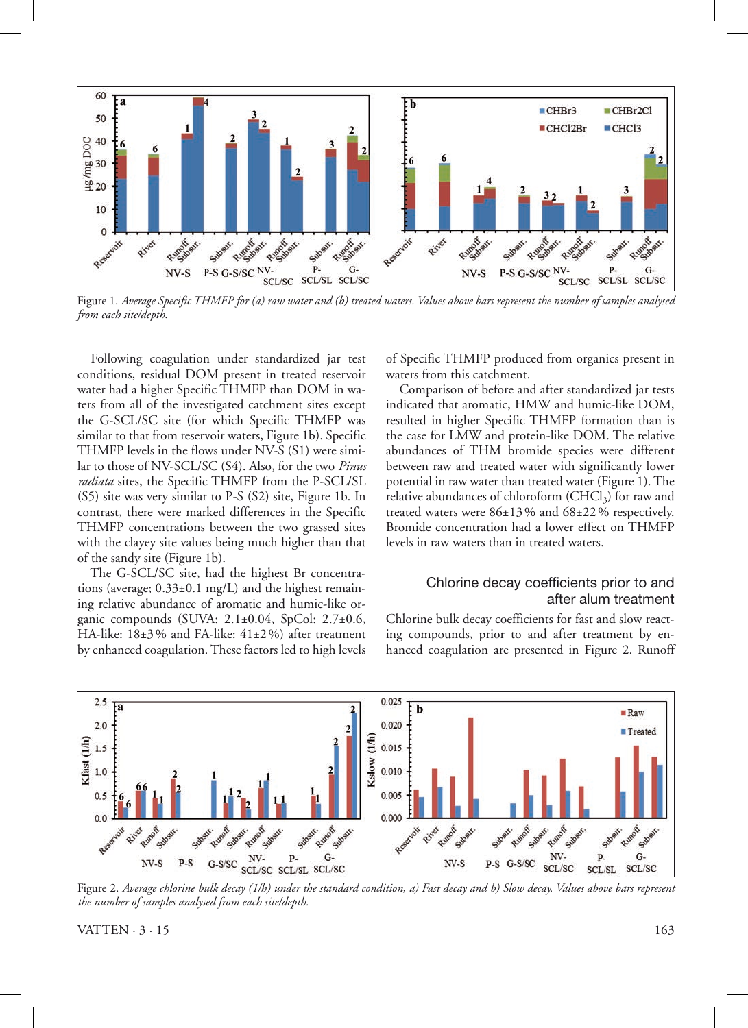Figure 1. *Average Specific THMFP for (a) raw water and (b) treated waters. Values above bars represent the number of samples analysed from each site/depth.*

Following coagulation under standardized jar test conditions, residual DOM present in treated reservoir water had a higher Specific THMFP than DOM in waters from all of the investigated catchment sites except the G-SCL/SC site (for which Specific THMFP was similar to that from reservoir waters, Figure 1b). Specific THMFP levels in the flows under NV-S (S1) were similar to those of NV-SCL/SC (S4). Also, for the two *Pinus radiata* sites, the Specific THMFP from the P-SCL/SL (S5) site was very similar to P-S (S2) site, Figure 1b. In contrast, there were marked differences in the Specific THMFP concentrations between the two grassed sites with the clayey site values being much higher than that of the sandy site (Figure 1b).

The G-SCL/SC site, had the highest Br concentrations (average; 0.33±0.1 mg/L) and the highest remaining relative abundance of aromatic and humic-like organic compounds (SUVA: 2.1±0.04, SpCol: 2.7±0.6, HA-like: 18±3% and FA-like: 41±2%) after treatment by enhanced coagulation. These factors led to high levels of Specific THMFP produced from organics present in waters from this catchment.

Comparison of before and after standardized jar tests indicated that aromatic, HMW and humic-like DOM, resulted in higher Specific THMFP formation than is the case for LMW and protein-like DOM. The relative abundances of THM bromide species were different between raw and treated water with significantly lower potential in raw water than treated water (Figure 1). The relative abundances of chloroform ($CHCl_3$) for raw and treated waters were 86±13% and 68±22% respectively. Bromide concentration had a lower effect on THMFP levels in raw waters than in treated waters.

## Chlorine decay coefficients prior to and after alum treatment

Chlorine bulk decay coefficients for fast and slow reacting compounds, prior to and after treatment by enhanced coagulation are presented in Figure 2. Runoff

Figure 2. *Average chlorine bulk decay (1/h) under the standard condition, a) Fast decay and b) Slow decay. Values above bars represent the number of samples analysed from each site/depth.*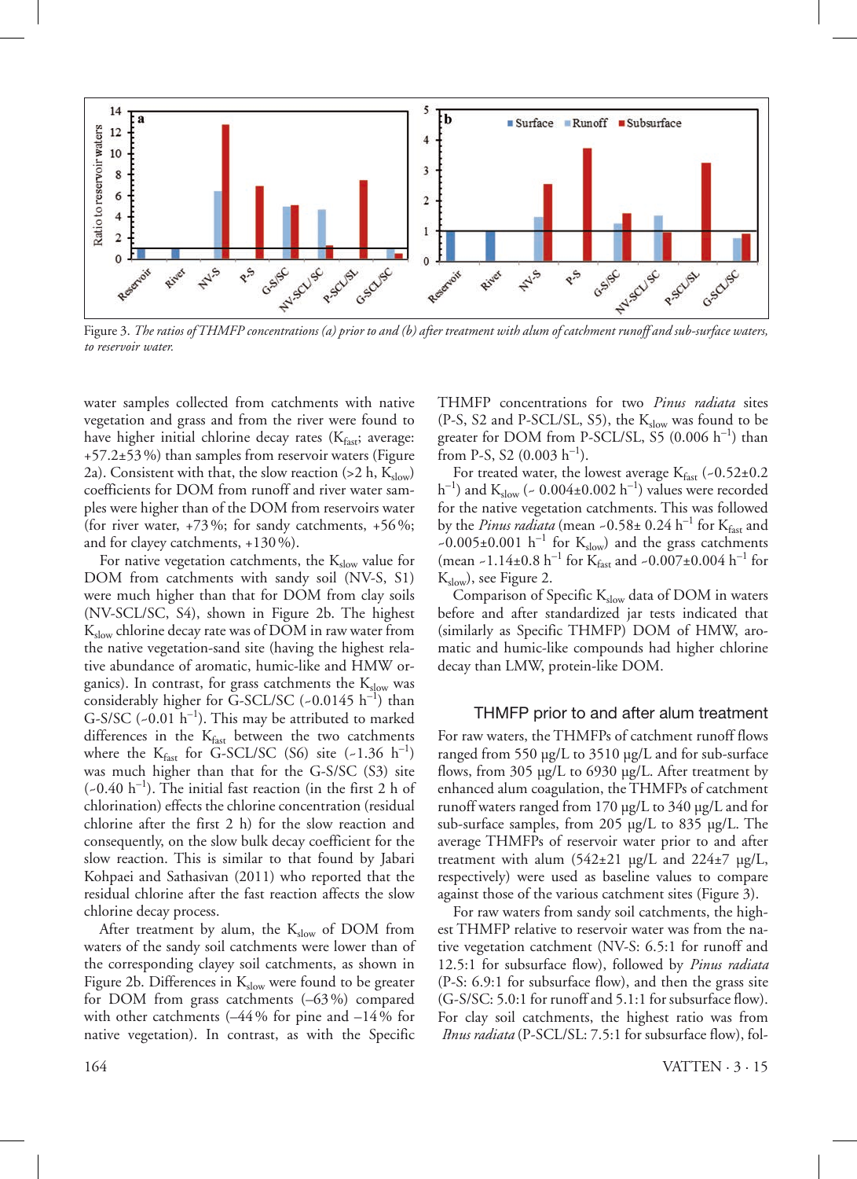Figure 3. *The ratios of THMFP concentrations (a) prior to and (b) after treatment with alum of catchment runoff and sub-surface waters, to reservoir water.*

water samples collected from catchments with native vegetation and grass and from the river were found to have higher initial chlorine decay rates ($K_{fast}$; average: +57.2±53 %) than samples from reservoir waters (Figure 2a). Consistent with that, the slow reaction (>2 h, $K_{slow}$) coefficients for DOM from runoff and river water samples were higher than of the DOM from reservoirs water (for river water, +73 %; for sandy catchments, +56 %; and for clayey catchments, +130 %).

For native vegetation catchments, the $K_{slow}$ value for DOM from catchments with sandy soil (NV-S, S1) were much higher than that for DOM from clay soils (NV-SCL/SC, S4), shown in Figure 2b. The highest $K_{slow}$ chlorine decay rate was of DOM in raw water from the native vegetation-sand site (having the highest relative abundance of aromatic, humic-like and HMW organics). In contrast, for grass catchments the $K_{slow}$ was considerably higher for G-SCL/SC (~0.0145 $h^{-1}$) than G-S/SC (~0.01 $h^{-1}$). This may be attributed to marked differences in the $K_{fast}$ between the two catchments where the $K_{fast}$ for G-SCL/SC (S6) site (~1.36 $h^{-1}$) was much higher than that for the G-S/SC (S3) site (~0.40 $h^{-1}$). The initial fast reaction (in the first 2 h of chlorination) effects the chlorine concentration (residual chlorine after the first 2 h) for the slow reaction and consequently, on the slow bulk decay coefficient for the slow reaction. This is similar to that found by Jabari Kohpaei and Sathasivan (2011) who reported that the residual chlorine after the fast reaction affects the slow chlorine decay process.

After treatment by alum, the $K_{slow}$ of DOM from waters of the sandy soil catchments were lower than of the corresponding clayey soil catchments, as shown in Figure 2b. Differences in $K_{slow}$ were found to be greater for DOM from grass catchments (–63 %) compared with other catchments (–44 % for pine and –14 % for native vegetation). In contrast, as with the Specific THMFP concentrations for two *Pinus radiata* sites (P-S, S2 and P-SCL/SL, S5), the $K_{slow}$ was found to be greater for DOM from P-SCL/SL, S5 (0.006 $h^{-1}$) than from P-S, S2 (0.003 $h^{-1}$).

For treated water, the lowest average $K_{fast}$ (~0.52±0.2 $h^{-1}$) and $K_{slow}$ (~ 0.004±0.002 $h^{-1}$) values were recorded for the native vegetation catchments. This was followed by the *Pinus radiata* (mean ~0.58± 0.24 $h^{-1}$ for $K_{fast}$ and ~0.005±0.001 $h^{-1}$ for $K_{slow}$) and the grass catchments (mean ~1.14±0.8 $h^{-1}$ for $K_{fast}$ and ~0.007±0.004 $h^{-1}$ for $K_{slow}$), see Figure 2.

Comparison of Specific $K_{slow}$ data of DOM in waters before and after standardized jar tests indicated that (similarly as Specific THMFP) DOM of HMW, aromatic and humic-like compounds had higher chlorine decay than LMW, protein-like DOM.

## THMFP prior to and after alum treatment

For raw waters, the THMFPs of catchment runoff flows ranged from 550 µg/L to 3510 µg/L and for sub-surface flows, from 305 µg/L to 6930 µg/L. After treatment by enhanced alum coagulation, the THMFPs of catchment runoff waters ranged from 170 µg/L to 340 µg/L and for sub-surface samples, from 205 µg/L to 835 µg/L. The average THMFPs of reservoir water prior to and after treatment with alum (542±21 µg/L and 224±7 µg/L, respectively) were used as baseline values to compare against those of the various catchment sites (Figure 3).

For raw waters from sandy soil catchments, the highest THMFP relative to reservoir water was from the native vegetation catchment (NV-S: 6.5:1 for runoff and 12.5:1 for subsurface flow), followed by *Pinus radiata* (P-S: 6.9:1 for subsurface flow), and then the grass site (G-S/SC: 5.0:1 for runoff and 5.1:1 for subsurface flow). For clay soil catchments, the highest ratio was from *Pinus radiata* (P-SCL/SL: 7.5:1 for subsurface flow), fol-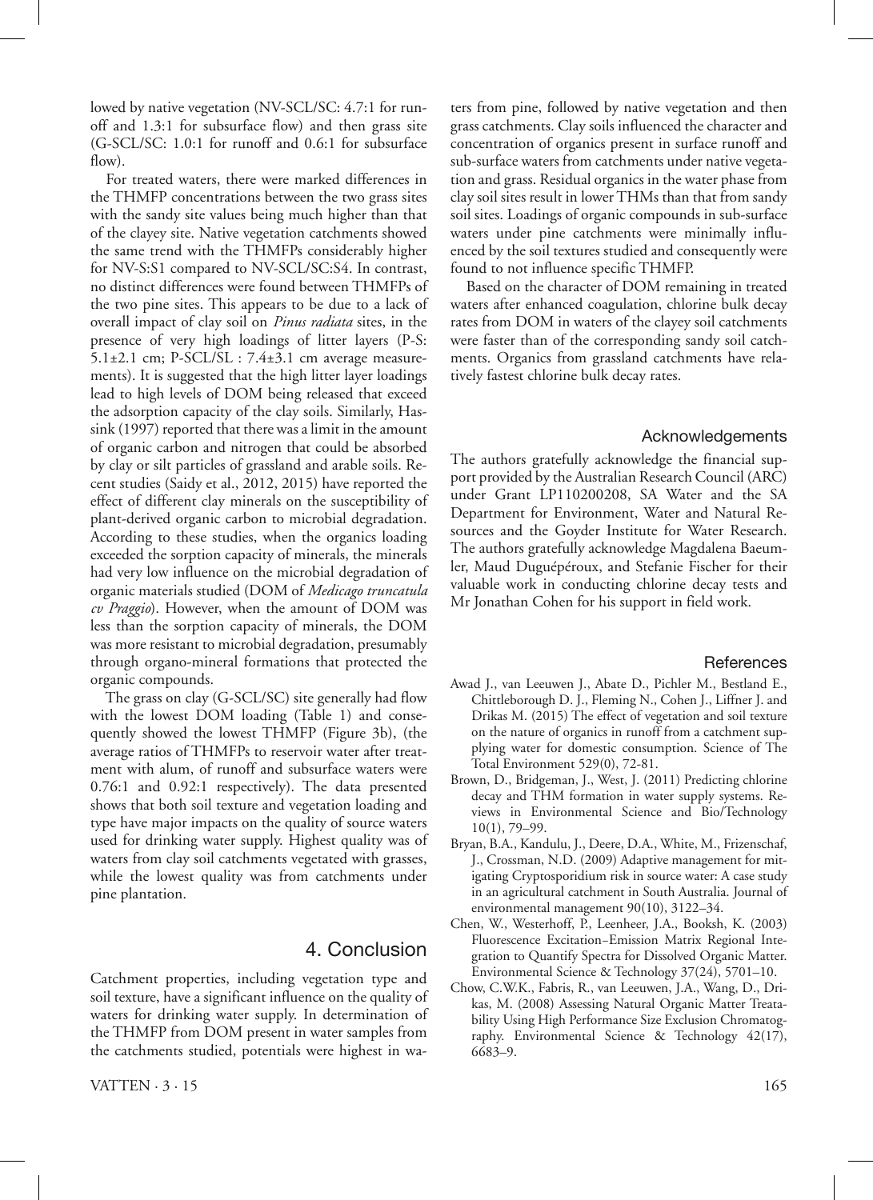lowed by native vegetation (NV-SCL/SC: 4.7:1 for runoff and 1.3:1 for subsurface flow) and then grass site (G-SCL/SC: 1.0:1 for runoff and 0.6:1 for subsurface flow).

For treated waters, there were marked differences in the THMFP concentrations between the two grass sites with the sandy site values being much higher than that of the clayey site. Native vegetation catchments showed the same trend with the THMFPs considerably higher for NV-S:S1 compared to NV-SCL/SC:S4. In contrast, no distinct differences were found between THMFPs of the two pine sites. This appears to be due to a lack of overall impact of clay soil on *Pinus radiata* sites, in the presence of very high loadings of litter layers (P-S: 5.1±2.1 cm; P-SCL/SL : 7.4±3.1 cm average measurements). It is suggested that the high litter layer loadings lead to high levels of DOM being released that exceed the adsorption capacity of the clay soils. Similarly, Hassink (1997) reported that there was a limit in the amount of organic carbon and nitrogen that could be absorbed by clay or silt particles of grassland and arable soils. Recent studies (Saidy et al., 2012, 2015) have reported the effect of different clay minerals on the susceptibility of plant-derived organic carbon to microbial degradation. According to these studies, when the organics loading exceeded the sorption capacity of minerals, the minerals had very low influence on the microbial degradation of organic materials studied (DOM of *Medicago truncatula cv Praggio*). However, when the amount of DOM was less than the sorption capacity of minerals, the DOM was more resistant to microbial degradation, presumably through organo-mineral formations that protected the organic compounds.

The grass on clay (G-SCL/SC) site generally had flow with the lowest DOM loading (Table 1) and consequently showed the lowest THMFP (Figure 3b), (the average ratios of THMFPs to reservoir water after treatment with alum, of runoff and subsurface waters were 0.76:1 and 0.92:1 respectively). The data presented shows that both soil texture and vegetation loading and type have major impacts on the quality of source waters used for drinking water supply. Highest quality was of waters from clay soil catchments vegetated with grasses, while the lowest quality was from catchments under pine plantation.

## 4. Conclusion

Catchment properties, including vegetation type and soil texture, have a significant influence on the quality of waters for drinking water supply. In determination of the THMFP from DOM present in water samples from the catchments studied, potentials were highest in waters from pine, followed by native vegetation and then grass catchments. Clay soils influenced the character and concentration of organics present in surface runoff and sub-surface waters from catchments under native vegetation and grass. Residual organics in the water phase from clay soil sites result in lower THMs than that from sandy soil sites. Loadings of organic compounds in sub-surface waters under pine catchments were minimally influenced by the soil textures studied and consequently were found to not influence specific THMFP.

Based on the character of DOM remaining in treated waters after enhanced coagulation, chlorine bulk decay rates from DOM in waters of the clayey soil catchments were faster than of the corresponding sandy soil catchments. Organics from grassland catchments have relatively fastest chlorine bulk decay rates.

## Acknowledgements

The authors gratefully acknowledge the financial support provided by the Australian Research Council (ARC) under Grant LP110200208, SA Water and the SA Department for Environment, Water and Natural Resources and the Goyder Institute for Water Research. The authors gratefully acknowledge Magdalena Baeumler, Maud Duguépéroux, and Stefanie Fischer for their valuable work in conducting chlorine decay tests and Mr Jonathan Cohen for his support in field work.

## References

Awad J., van Leeuwen J., Abate D., Pichler M., Bestland E., Chittleborough D. J., Fleming N., Cohen J., Liffner J. and Drikas M. (2015) The effect of vegetation and soil texture on the nature of organics in runoff from a catchment supplying water for domestic consumption. Science of The Total Environment 529(0), 72-81.

Brown, D., Bridgeman, J., West, J. (2011) Predicting chlorine decay and THM formation in water supply systems. Reviews in Environmental Science and Bio/Technology 10(1), 79–99.

Bryan, B.A., Kandulu, J., Deere, D.A., White, M., Frizenschaf, J., Crossman, N.D. (2009) Adaptive management for mitigating Cryptosporidium risk in source water: A case study in an agricultural catchment in South Australia. Journal of environmental management 90(10), 3122–34.

Chen, W., Westerhoff, P., Leenheer, J.A., Booksh, K. (2003) Fluorescence Excitation–Emission Matrix Regional Integration to Quantify Spectra for Dissolved Organic Matter. Environmental Science & Technology 37(24), 5701–10.

Chow, C.W.K., Fabris, R., van Leeuwen, J.A., Wang, D., Drikas, M. (2008) Assessing Natural Organic Matter Treatability Using High Performance Size Exclusion Chromatography. Environmental Science & Technology 42(17), 6683–9.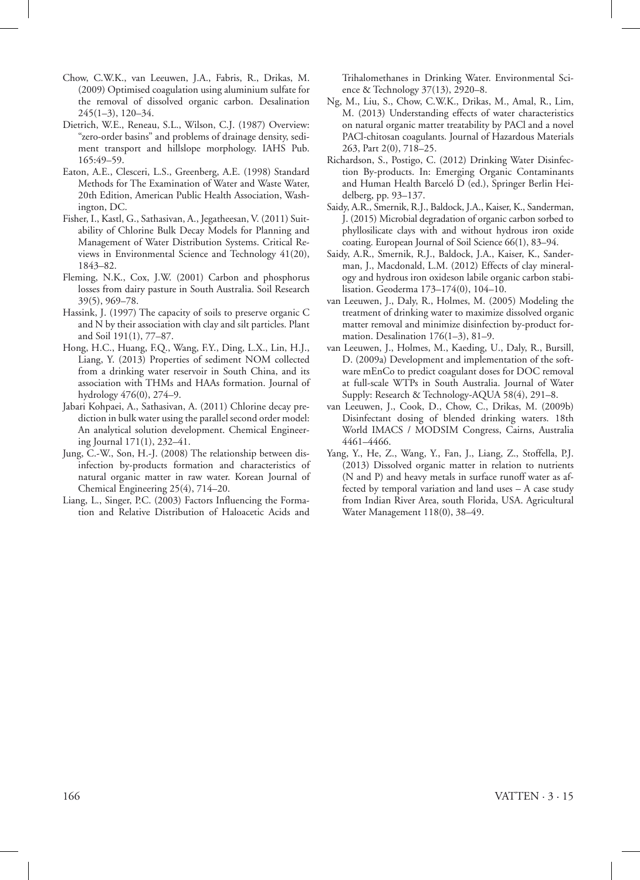Chow, C.W.K., van Leeuwen, J.A., Fabris, R., Drikas, M. (2009) Optimised coagulation using aluminium sulfate for the removal of dissolved organic carbon. Desalination 245(1–3), 120–34.

Dietrich, W.E., Reneau, S.L., Wilson, C.J. (1987) Overview: "zero-order basins" and problems of drainage density, sediment transport and hillslope morphology. IAHS Pub. 165:49–59.

Eaton, A.E., Clesceri, L.S., Greenberg, A.E. (1998) Standard Methods for The Examination of Water and Waste Water, 20th Edition, American Public Health Association, Washington, DC.

Fisher, I., Kastl, G., Sathasivan, A., Jegatheesan, V. (2011) Suitability of Chlorine Bulk Decay Models for Planning and Management of Water Distribution Systems. Critical Reviews in Environmental Science and Technology 41(20), 1843–82.

Fleming, N.K., Cox, J.W. (2001) Carbon and phosphorus losses from dairy pasture in South Australia. Soil Research 39(5), 969–78.

Hassink, J. (1997) The capacity of soils to preserve organic C and N by their association with clay and silt particles. Plant and Soil 191(1), 77–87.

Hong, H.C., Huang, F.Q., Wang, F.Y., Ding, L.X., Lin, H.J., Liang, Y. (2013) Properties of sediment NOM collected from a drinking water reservoir in South China, and its association with THMs and HAAs formation. Journal of hydrology 476(0), 274–9.

Jabari Kohpaei, A., Sathasivan, A. (2011) Chlorine decay prediction in bulk water using the parallel second order model: An analytical solution development. Chemical Engineering Journal 171(1), 232–41.

Jung, C.-W., Son, H.-J. (2008) The relationship between disinfection by-products formation and characteristics of natural organic matter in raw water. Korean Journal of Chemical Engineering 25(4), 714–20.

Liang, L., Singer, P.C. (2003) Factors Influencing the Formation and Relative Distribution of Haloacetic Acids and Trihalomethanes in Drinking Water. Environmental Science & Technology 37(13), 2920–8.

Ng, M., Liu, S., Chow, C.W.K., Drikas, M., Amal, R., Lim, M. (2013) Understanding effects of water characteristics on natural organic matter treatability by PACl and a novel PACl-chitosan coagulants. Journal of Hazardous Materials 263, Part 2(0), 718–25.

Richardson, S., Postigo, C. (2012) Drinking Water Disinfection By-products. In: Emerging Organic Contaminants and Human Health Barceló D (ed.), Springer Berlin Heidelberg, pp. 93–137.

Saidy, A.R., Smernik, R.J., Baldock, J.A., Kaiser, K., Sanderman, J. (2015) Microbial degradation of organic carbon sorbed to phyllosilicate clays with and without hydrous iron oxide coating. European Journal of Soil Science 66(1), 83–94.

Saidy, A.R., Smernik, R.J., Baldock, J.A., Kaiser, K., Sanderman, J., Macdonald, L.M. (2012) Effects of clay mineralogy and hydrous iron oxideson labile organic carbon stabilisation. Geoderma 173–174(0), 104–10.

van Leeuwen, J., Daly, R., Holmes, M. (2005) Modeling the treatment of drinking water to maximize dissolved organic matter removal and minimize disinfection by-product formation. Desalination 176(1–3), 81–9.

van Leeuwen, J., Holmes, M., Kaeding, U., Daly, R., Bursill, D. (2009a) Development and implementation of the software mEnCo to predict coagulant doses for DOC removal at full-scale WTPs in South Australia. Journal of Water Supply: Research & Technology-AQUA 58(4), 291–8.

van Leeuwen, J., Cook, D., Chow, C., Drikas, M. (2009b) Disinfectant dosing of blended drinking waters. 18th World IMACS / MODSIM Congress, Cairns, Australia 4461–4466.

Yang, Y., He, Z., Wang, Y., Fan, J., Liang, Z., Stoffella, P.J. (2013) Dissolved organic matter in relation to nutrients (N and P) and heavy metals in surface runoff water as affected by temporal variation and land uses – A case study from Indian River Area, south Florida, USA. Agricultural Water Management 118(0), 38–49.